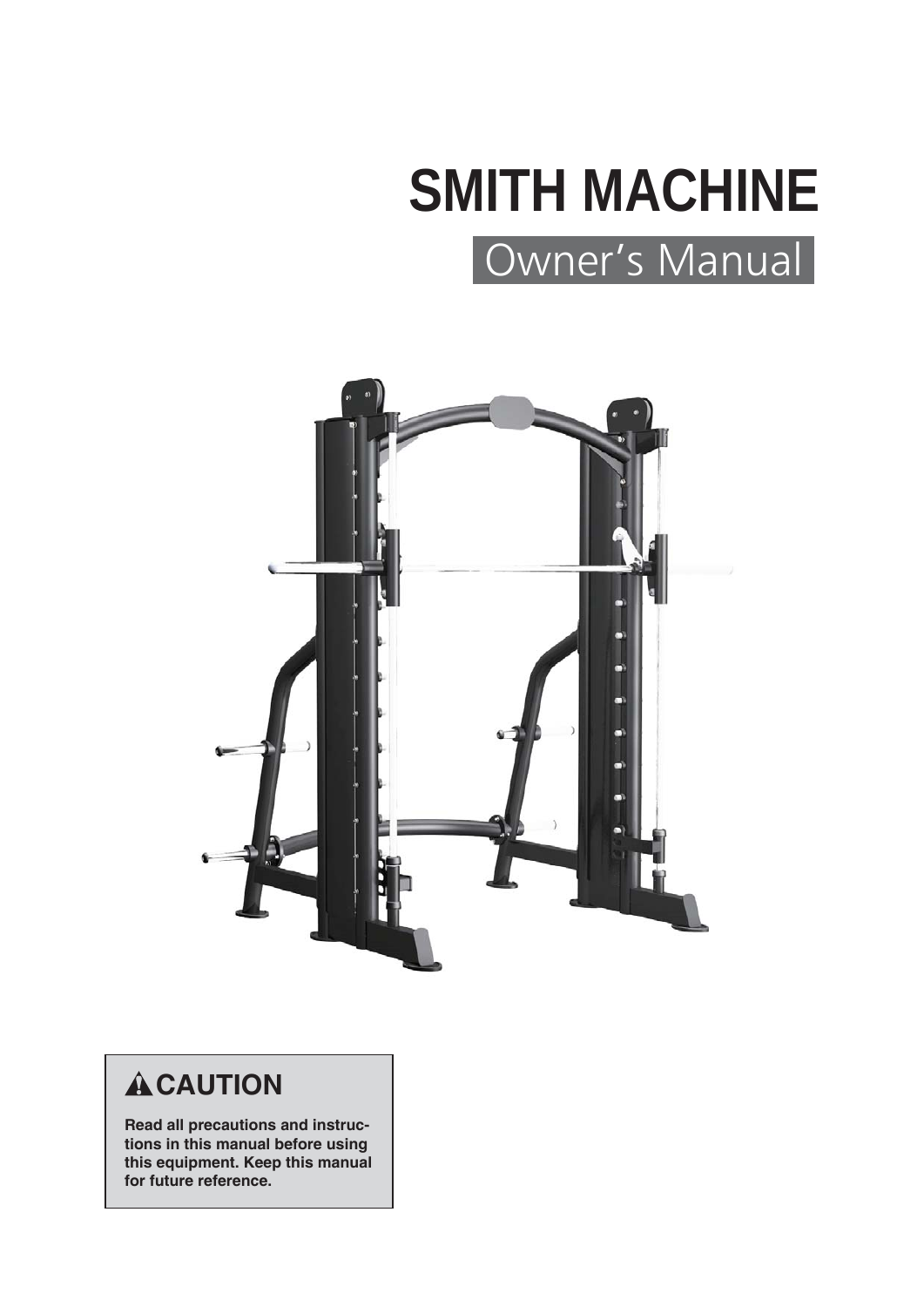# SMITH MACHINE

## Owner's Manual

### ⚠ CAUTION

**Read all precautions and instructions in this manual before using this equipment. Keep this manual for future reference.**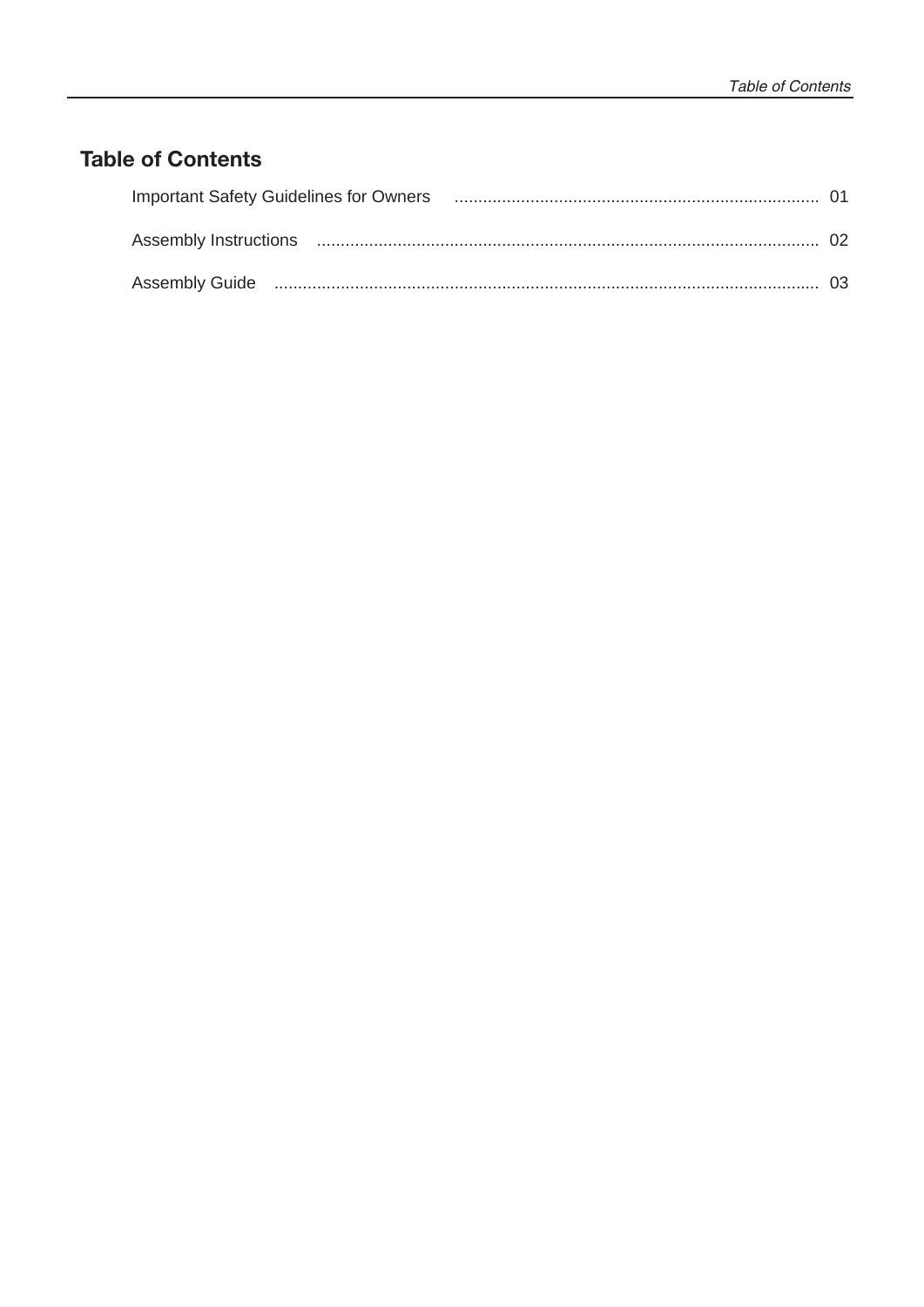## Table of Contents

Important Safety Guidelines for Owners ............................................................................ 01

Assembly Instructions ......................................................................................................... 02

Assembly Guide ................................................................................................................. 03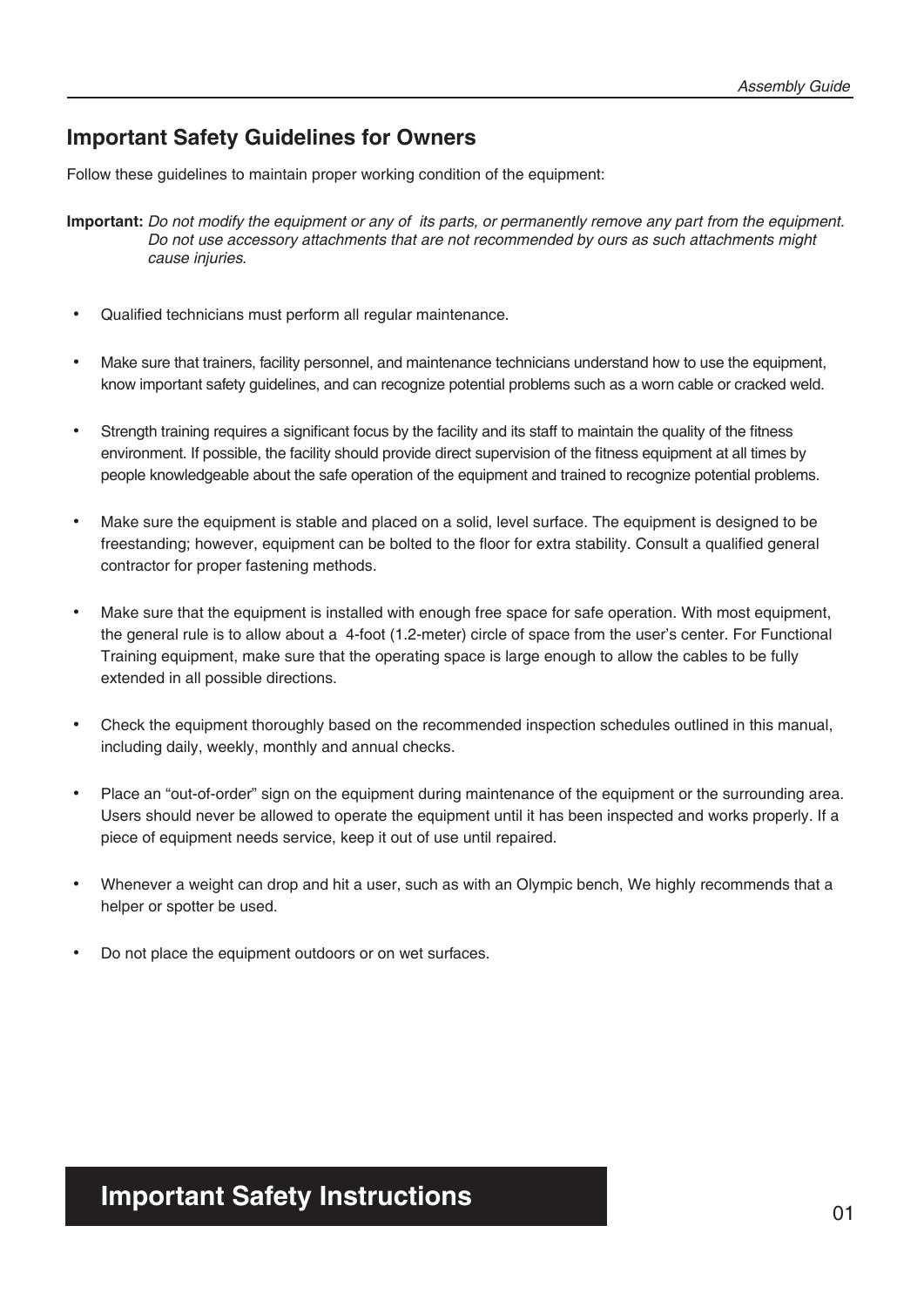## Important Safety Guidelines for Owners

Follow these guidelines to maintain proper working condition of the equipment:

**Important:** *Do not modify the equipment or any of its parts, or permanently remove any part from the equipment. Do not use accessory attachments that are not recommended by ours as such attachments might cause injuries.*

- Qualified technicians must perform all regular maintenance.
- Make sure that trainers, facility personnel, and maintenance technicians understand how to use the equipment, know important safety guidelines, and can recognize potential problems such as a worn cable or cracked weld.
- Strength training requires a significant focus by the facility and its staff to maintain the quality of the fitness environment. If possible, the facility should provide direct supervision of the fitness equipment at all times by people knowledgeable about the safe operation of the equipment and trained to recognize potential problems.
- Make sure the equipment is stable and placed on a solid, level surface. The equipment is designed to be freestanding; however, equipment can be bolted to the floor for extra stability. Consult a qualified general contractor for proper fastening methods.
- Make sure that the equipment is installed with enough free space for safe operation. With most equipment, the general rule is to allow about a 4-foot (1.2-meter) circle of space from the user's center. For Functional Training equipment, make sure that the operating space is large enough to allow the cables to be fully extended in all possible directions.
- Check the equipment thoroughly based on the recommended inspection schedules outlined in this manual, including daily, weekly, monthly and annual checks.
- Place an "out-of-order" sign on the equipment during maintenance of the equipment or the surrounding area. Users should never be allowed to operate the equipment until it has been inspected and works properly. If a piece of equipment needs service, keep it out of use until repaired.
- Whenever a weight can drop and hit a user, such as with an Olympic bench, We highly recommends that a helper or spotter be used.
- Do not place the equipment outdoors or on wet surfaces.

## Important Safety Instructions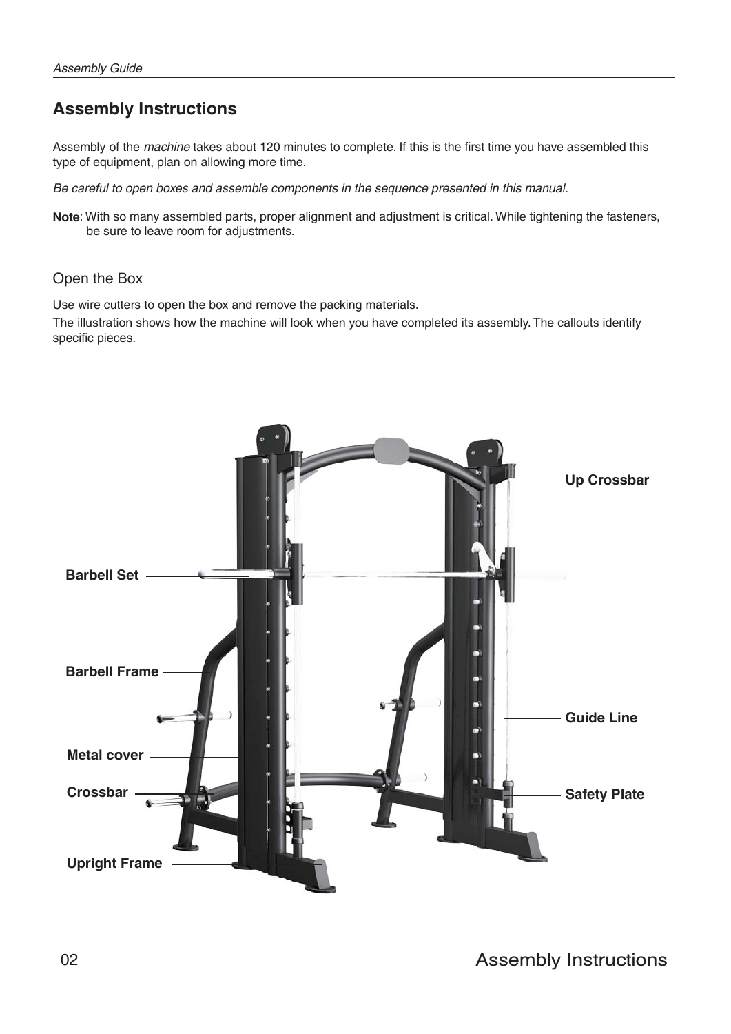## Assembly Instructions

Assembly of the *machine* takes about 120 minutes to complete. If this is the first time you have assembled this type of equipment, plan on allowing more time.

*Be careful to open boxes and assemble components in the sequence presented in this manual.*

**Note**: With so many assembled parts, proper alignment and adjustment is critical. While tightening the fasteners, be sure to leave room for adjustments.

### Open the Box

Use wire cutters to open the box and remove the packing materials.

The illustration shows how the machine will look when you have completed its assembly. The callouts identify specific pieces.

**Up Crossbar**

**Barbell Set**

**Barbell Frame**

**Guide Line**

**Metal cover**

**Crossbar**

**Safety Plate**

**Upright Frame**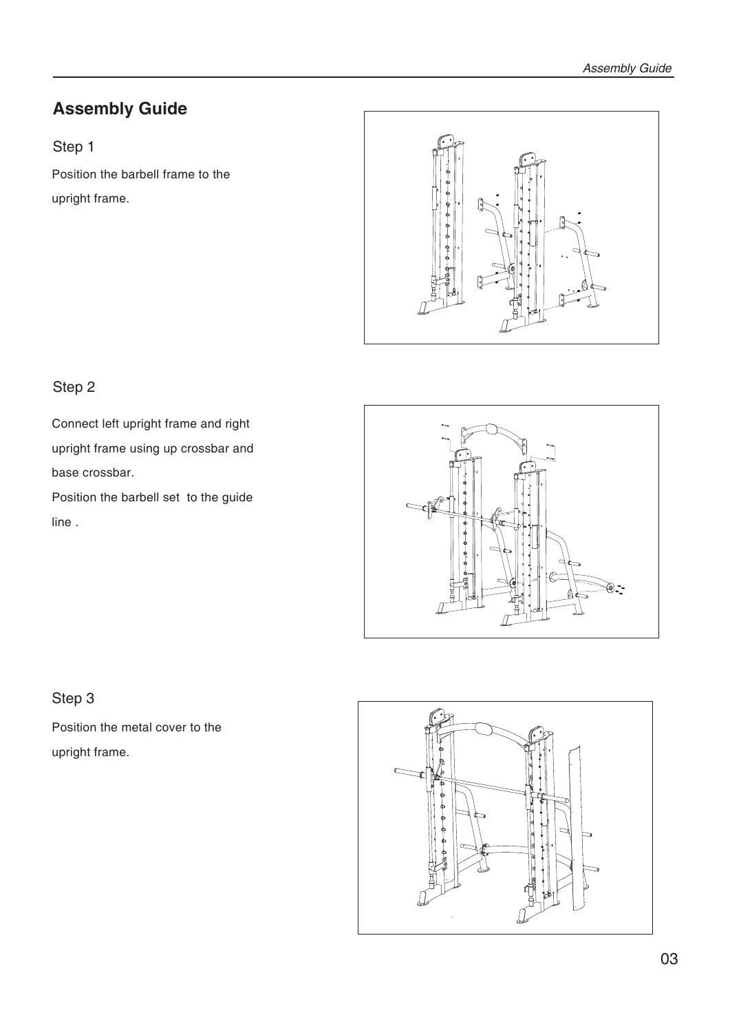# Assembly Guide

## Step 1

Position the barbell frame to the upright frame.

## Step 2

Connect left upright frame and right upright frame using up crossbar and base crossbar.

Position the barbell set to the guide line .

## Step 3

Position the metal cover to the upright frame.